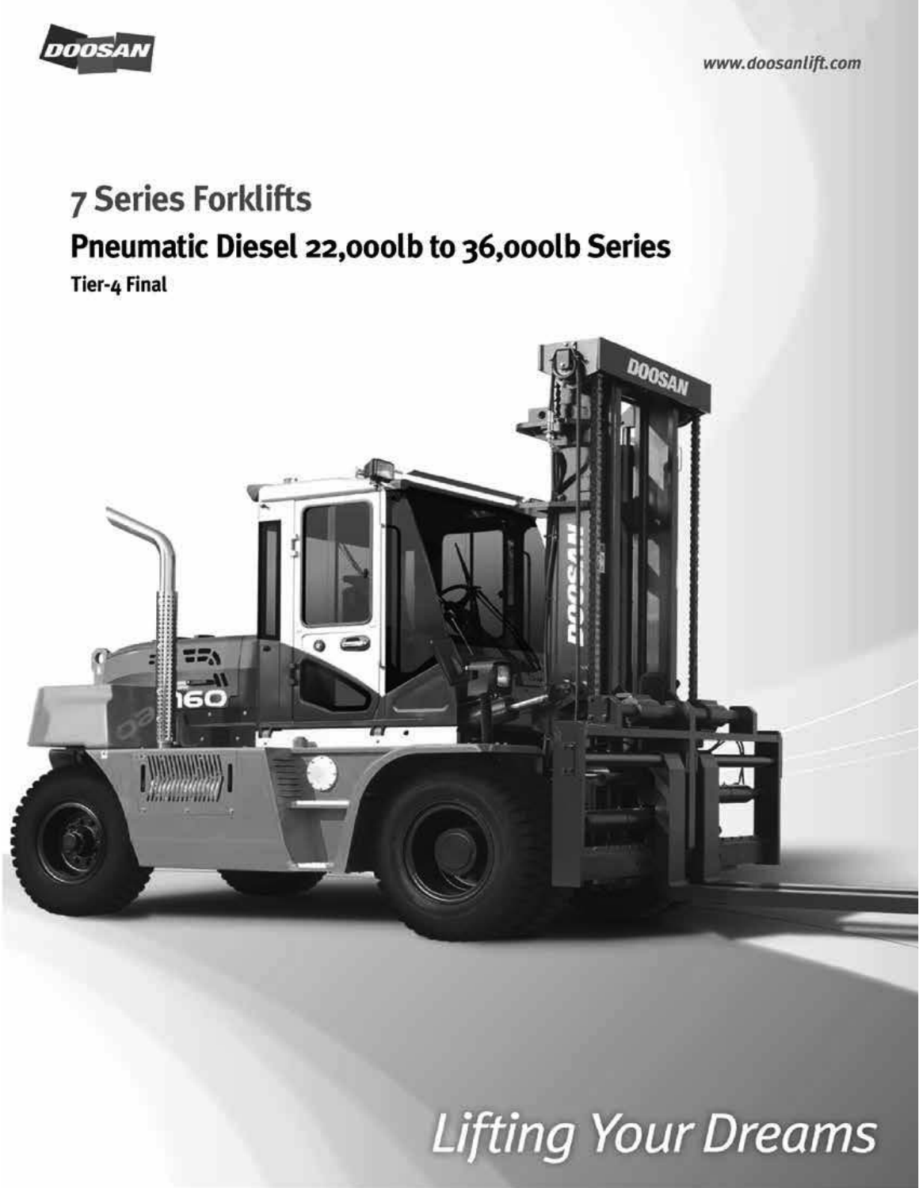DOOSAN

www.doosanlift.com

# 7 Series Forklifts

## Pneumatic Diesel 22,000lb to 36,000lb Series

**Tier-4 Final**

*Lifting Your Dreams*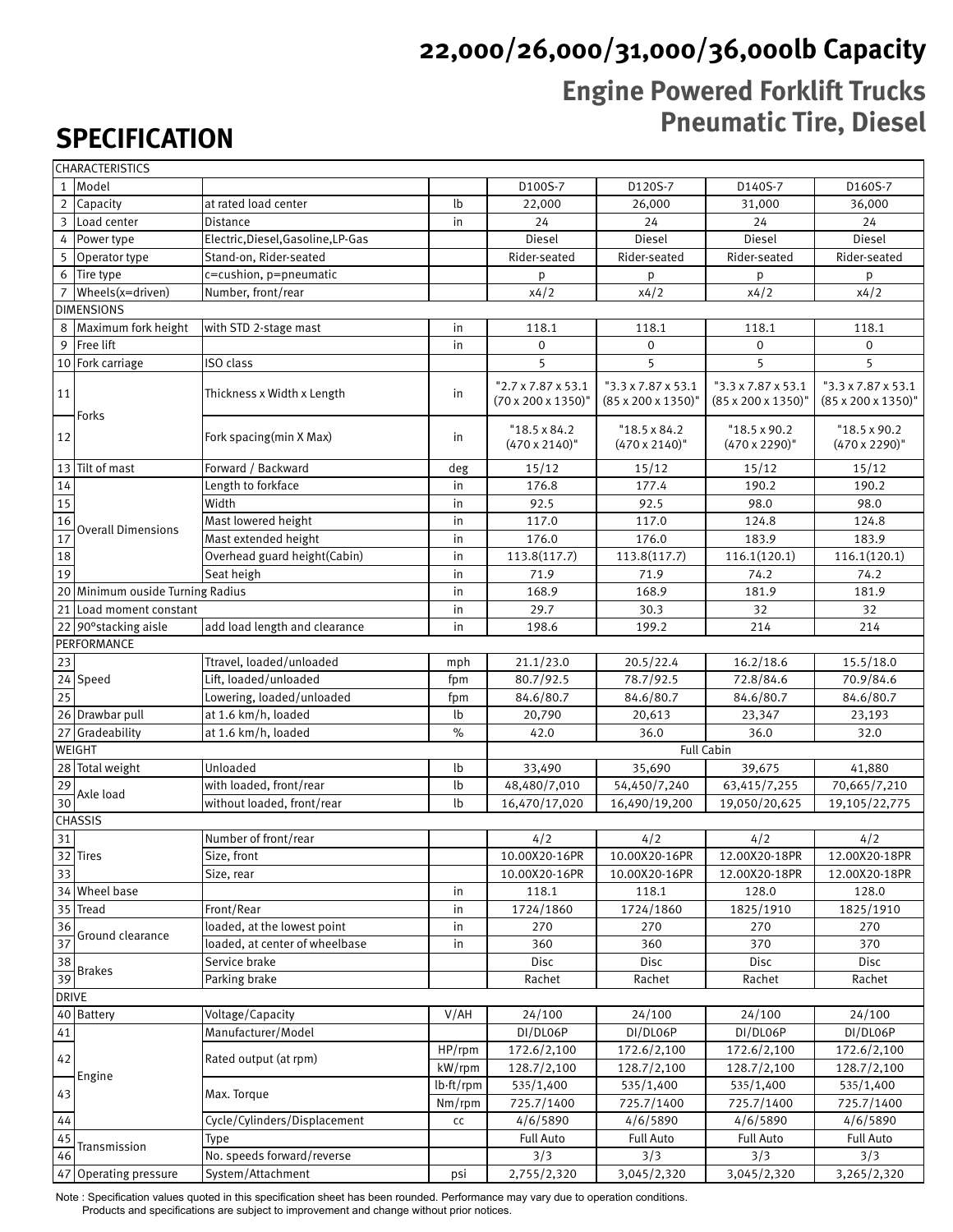# 22,000/26,000/31,000/36,000lb Capacity

## Engine Powered Forklift Trucks Pneumatic Tire, Diesel

## SPECIFICATION

| | | | | | | | |
|---|---|---|---|---|---|---|---|
| CHARACTERISTICS | | | | | | | |
| 1 | Model | | | D100S-7 | D120S-7 | D140S-7 | D160S-7 |
| 2 | Capacity | at rated load center | lb | 22,000 | 26,000 | 31,000 | 36,000 |
| 3 | Load center | Distance | in | 24 | 24 | 24 | 24 |
| 4 | Power type | Electric,Diesel,Gasoline,LP-Gas | | Diesel | Diesel | Diesel | Diesel |
| 5 | Operator type | Stand-on, Rider-seated | | Rider-seated | Rider-seated | Rider-seated | Rider-seated |
| 6 | Tire type | c=cushion, p=pneumatic | | p | p | p | p |
| 7 | Wheels(x=driven) | Number, front/rear | | x4/2 | x4/2 | x4/2 | x4/2 |
| DIMENSIONS | | | | | | | |
| 8 | Maximum fork height | with STD 2-stage mast | in | 118.1 | 118.1 | 118.1 | 118.1 |
| 9 | Free lift | | in | 0 | 0 | 0 | 0 |
| 10 | Fork carriage | ISO class | | 5 | 5 | 5 | 5 |
| 11 | Forks | Thickness x Width x Length | in | "2.7 x 7.87 x 53.1 (70 x 200 x 1350)" | "3.3 x 7.87 x 53.1 (85 x 200 x 1350)" | "3.3 x 7.87 x 53.1 (85 x 200 x 1350)" | "3.3 x 7.87 x 53.1 (85 x 200 x 1350)" |
| 12 | | Fork spacing(min X Max) | in | "18.5 x 84.2 (470 x 2140)" | "18.5 x 84.2 (470 x 2140)" | "18.5 x 90.2 (470 x 2290)" | "18.5 x 90.2 (470 x 2290)" |
| 13 | Tilt of mast | Forward / Backward | deg | 15/12 | 15/12 | 15/12 | 15/12 |
| 14 | Overall Dimensions | Length to forkface | in | 176.8 | 177.4 | 190.2 | 190.2 |
| 15 | | Width | in | 92.5 | 92.5 | 98.0 | 98.0 |
| 16 | | Mast lowered height | in | 117.0 | 117.0 | 124.8 | 124.8 |
| 17 | | Mast extended height | in | 176.0 | 176.0 | 183.9 | 183.9 |
| 18 | | Overhead guard height(Cabin) | in | 113.8(117.7) | 113.8(117.7) | 116.1(120.1) | 116.1(120.1) |
| 19 | | Seat heigh | in | 71.9 | 71.9 | 74.2 | 74.2 |
| 20 | Minimum ouside Turning Radius | | in | 168.9 | 168.9 | 181.9 | 181.9 |
| 21 | Load moment constant | | in | 29.7 | 30.3 | 32 | 32 |
| 22 | 90°stacking aisle | add load length and clearance | in | 198.6 | 199.2 | 214 | 214 |
| PERFORMANCE | | | | | | | |
| 23 | Speed | Ttravel, loaded/unloaded | mph | 21.1/23.0 | 20.5/22.4 | 16.2/18.6 | 15.5/18.0 |
| 24 | | Lift, loaded/unloaded | fpm | 80.7/92.5 | 78.7/92.5 | 72.8/84.6 | 70.9/84.6 |
| 25 | | Lowering, loaded/unloaded | fpm | 84.6/80.7 | 84.6/80.7 | 84.6/80.7 | 84.6/80.7 |
| 26 | Drawbar pull | at 1.6 km/h, loaded | lb | 20,790 | 20,613 | 23,347 | 23,193 |
| 27 | Gradeability | at 1.6 km/h, loaded | % | 42.0 | 36.0 | 36.0 | 32.0 |
| WEIGHT | | | | Full Cabin | | | |
| 28 | Total weight | Unloaded | lb | 33,490 | 35,690 | 39,675 | 41,880 |
| 29 | Axle load | with loaded, front/rear | lb | 48,480/7,010 | 54,450/7,240 | 63,415/7,255 | 70,665/7,210 |
| 30 | | without loaded, front/rear | lb | 16,470/17,020 | 16,490/19,200 | 19,050/20,625 | 19,105/22,775 |
| CHASSIS | | | | | | | |
| 31 | Tires | Number of front/rear | | 4/2 | 4/2 | 4/2 | 4/2 |
| 32 | | Size, front | | 10.00X20-16PR | 10.00X20-16PR | 12.00X20-18PR | 12.00X20-18PR |
| 33 | | Size, rear | | 10.00X20-16PR | 10.00X20-16PR | 12.00X20-18PR | 12.00X20-18PR |
| 34 | Wheel base | | in | 118.1 | 118.1 | 128.0 | 128.0 |
| 35 | Tread | Front/Rear | in | 1724/1860 | 1724/1860 | 1825/1910 | 1825/1910 |
| 36 | Ground clearance | loaded, at the lowest point | in | 270 | 270 | 270 | 270 |
| 37 | | loaded, at center of wheelbase | in | 360 | 360 | 370 | 370 |
| 38 | Brakes | Service brake | | Disc | Disc | Disc | Disc |
| 39 | | Parking brake | | Rachet | Rachet | Rachet | Rachet |
| DRIVE | | | | | | | |
| 40 | Battery | Voltage/Capacity | V/AH | 24/100 | 24/100 | 24/100 | 24/100 |
| 41 | Engine | Manufacturer/Model | | DI/DL06P | DI/DL06P | DI/DL06P | DI/DL06P |
| 42 | | Rated output (at rpm) | HP/rpm | 172.6/2,100 | 172.6/2,100 | 172.6/2,100 | 172.6/2,100 |
| | | | kW/rpm | 128.7/2,100 | 128.7/2,100 | 128.7/2,100 | 128.7/2,100 |
| 43 | | Max. Torque | lb·ft/rpm | 535/1,400 | 535/1,400 | 535/1,400 | 535/1,400 |
| | | | Nm/rpm | 725.7/1400 | 725.7/1400 | 725.7/1400 | 725.7/1400 |
| 44 | | Cycle/Cylinders/Displacement | cc | 4/6/5890 | 4/6/5890 | 4/6/5890 | 4/6/5890 |
| 45 | Transmission | Type | | Full Auto | Full Auto | Full Auto | Full Auto |
| 46 | | No. speeds forward/reverse | | 3/3 | 3/3 | 3/3 | 3/3 |
| 47 | Operating pressure | System/Attachment | psi | 2,755/2,320 | 3,045/2,320 | 3,045/2,320 | 3,265/2,320 |

Note : Specification values quoted in this specification sheet has been rounded. Performance may vary due to operation conditions.
Products and specifications are subject to improvement and change without prior notices.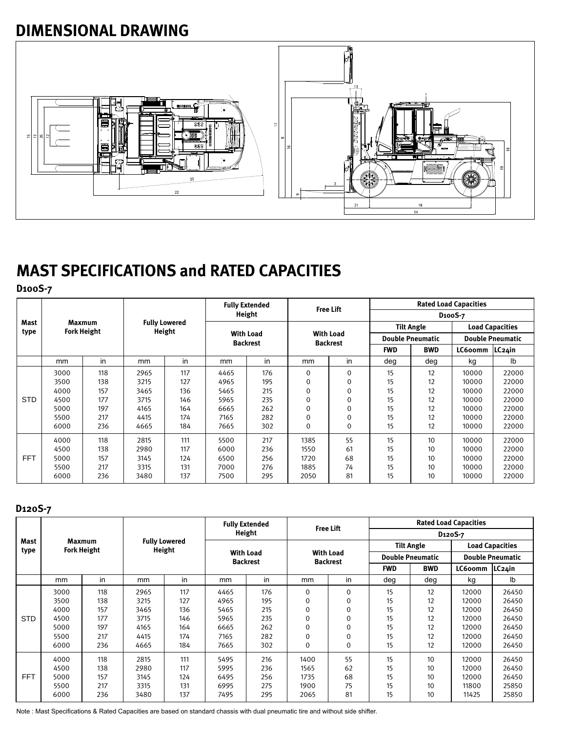# DIMENSIONAL DRAWING

# MAST SPECIFICATIONS and RATED CAPACITIES

## D100S-7

| Mast type | Maxmum Fork Height | | Fully Lowered Height | | Fully Extended Height With Load Backrest | | Free Lift With Load Backrest | | Rated Load Capacities D100S-7 Tilt Angle Double Pneumatic | | Load Capacities Double Pneumatic | |
|---|---|---|---|---|---|---|---|---|---|---|---|---|
| | | | | | | | | | FWD | BWD | LC600mm | LC24in |
| | mm | in | mm | in | mm | in | mm | in | deg | deg | kg | lb |
| STD | 3000 | 118 | 2965 | 117 | 4465 | 176 | 0 | 0 | 15 | 12 | 10000 | 22000 |
| | 3500 | 138 | 3215 | 127 | 4965 | 195 | 0 | 0 | 15 | 12 | 10000 | 22000 |
| | 4000 | 157 | 3465 | 136 | 5465 | 215 | 0 | 0 | 15 | 12 | 10000 | 22000 |
| | 4500 | 177 | 3715 | 146 | 5965 | 235 | 0 | 0 | 15 | 12 | 10000 | 22000 |
| | 5000 | 197 | 4165 | 164 | 6665 | 262 | 0 | 0 | 15 | 12 | 10000 | 22000 |
| | 5500 | 217 | 4415 | 174 | 7165 | 282 | 0 | 0 | 15 | 12 | 10000 | 22000 |
| | 6000 | 236 | 4665 | 184 | 7665 | 302 | 0 | 0 | 15 | 12 | 10000 | 22000 |
| FFT | 4000 | 118 | 2815 | 111 | 5500 | 217 | 1385 | 55 | 15 | 10 | 10000 | 22000 |
| | 4500 | 138 | 2980 | 117 | 6000 | 236 | 1550 | 61 | 15 | 10 | 10000 | 22000 |
| | 5000 | 157 | 3145 | 124 | 6500 | 256 | 1720 | 68 | 15 | 10 | 10000 | 22000 |
| | 5500 | 217 | 3315 | 131 | 7000 | 276 | 1885 | 74 | 15 | 10 | 10000 | 22000 |
| | 6000 | 236 | 3480 | 137 | 7500 | 295 | 2050 | 81 | 15 | 10 | 10000 | 22000 |

## D120S-7

| Mast type | Maxmum Fork Height | | Fully Lowered Height | | Fully Extended Height With Load Backrest | | Free Lift With Load Backrest | | Rated Load Capacities D120S-7 Tilt Angle Double Pneumatic | | Load Capacities Double Pneumatic | |
|---|---|---|---|---|---|---|---|---|---|---|---|---|
| | | | | | | | | | FWD | BWD | LC600mm | LC24in |
| | mm | in | mm | in | mm | in | mm | in | deg | deg | kg | lb |
| STD | 3000 | 118 | 2965 | 117 | 4465 | 176 | 0 | 0 | 15 | 12 | 12000 | 26450 |
| | 3500 | 138 | 3215 | 127 | 4965 | 195 | 0 | 0 | 15 | 12 | 12000 | 26450 |
| | 4000 | 157 | 3465 | 136 | 5465 | 215 | 0 | 0 | 15 | 12 | 12000 | 26450 |
| | 4500 | 177 | 3715 | 146 | 5965 | 235 | 0 | 0 | 15 | 12 | 12000 | 26450 |
| | 5000 | 197 | 4165 | 164 | 6665 | 262 | 0 | 0 | 15 | 12 | 12000 | 26450 |
| | 5500 | 217 | 4415 | 174 | 7165 | 282 | 0 | 0 | 15 | 12 | 12000 | 26450 |
| | 6000 | 236 | 4665 | 184 | 7665 | 302 | 0 | 0 | 15 | 12 | 12000 | 26450 |
| FFT | 4000 | 118 | 2815 | 111 | 5495 | 216 | 1400 | 55 | 15 | 10 | 12000 | 26450 |
| | 4500 | 138 | 2980 | 117 | 5995 | 236 | 1565 | 62 | 15 | 10 | 12000 | 26450 |
| | 5000 | 157 | 3145 | 124 | 6495 | 256 | 1735 | 68 | 15 | 10 | 12000 | 26450 |
| | 5500 | 217 | 3315 | 131 | 6995 | 275 | 1900 | 75 | 15 | 10 | 11800 | 25850 |
| | 6000 | 236 | 3480 | 137 | 7495 | 295 | 2065 | 81 | 15 | 10 | 11425 | 25850 |

Note : Mast Specifications & Rated Capacities are based on standard chassis with dual pneumatic tire and without side shifter.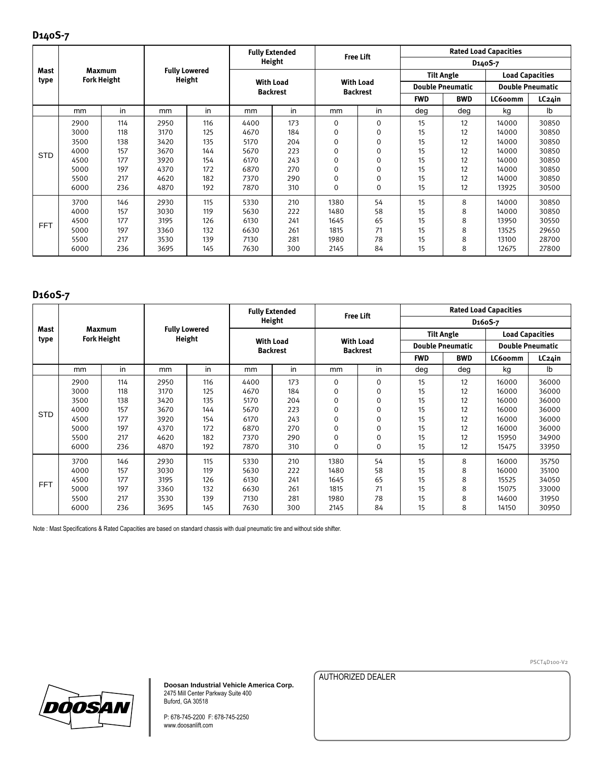## D140S-7

| Mast type | Maxmum Fork Height | | Fully Lowered Height | | Fully Extended Height | | Free Lift | | Rated Load Capacities | | | |
|---|---|---|---|---|---|---|---|---|---|---|---|---|
| | | | | | | | | | D140S-7 | | | |
| | | | | | With Load Backrest | | With Load Backrest | | Tilt Angle | | Load Capacities | |
| | | | | | | | | | Double Pneumatic | | Double Pneumatic | |
| | | | | | | | | | FWD | BWD | LC600mm | LC24in |
| | mm | in | mm | in | mm | in | mm | in | deg | deg | kg | lb |
| STD | 2900 | 114 | 2950 | 116 | 4400 | 173 | 0 | 0 | 15 | 12 | 14000 | 30850 |
| | 3000 | 118 | 3170 | 125 | 4670 | 184 | 0 | 0 | 15 | 12 | 14000 | 30850 |
| | 3500 | 138 | 3420 | 135 | 5170 | 204 | 0 | 0 | 15 | 12 | 14000 | 30850 |
| | 4000 | 157 | 3670 | 144 | 5670 | 223 | 0 | 0 | 15 | 12 | 14000 | 30850 |
| | 4500 | 177 | 3920 | 154 | 6170 | 243 | 0 | 0 | 15 | 12 | 14000 | 30850 |
| | 5000 | 197 | 4370 | 172 | 6870 | 270 | 0 | 0 | 15 | 12 | 14000 | 30850 |
| | 5500 | 217 | 4620 | 182 | 7370 | 290 | 0 | 0 | 15 | 12 | 14000 | 30850 |
| | 6000 | 236 | 4870 | 192 | 7870 | 310 | 0 | 0 | 15 | 12 | 13925 | 30500 |
| FFT | 3700 | 146 | 2930 | 115 | 5330 | 210 | 1380 | 54 | 15 | 8 | 14000 | 30850 |
| | 4000 | 157 | 3030 | 119 | 5630 | 222 | 1480 | 58 | 15 | 8 | 14000 | 30850 |
| | 4500 | 177 | 3195 | 126 | 6130 | 241 | 1645 | 65 | 15 | 8 | 13950 | 30550 |
| | 5000 | 197 | 3360 | 132 | 6630 | 261 | 1815 | 71 | 15 | 8 | 13525 | 29650 |
| | 5500 | 217 | 3530 | 139 | 7130 | 281 | 1980 | 78 | 15 | 8 | 13100 | 28700 |
| | 6000 | 236 | 3695 | 145 | 7630 | 300 | 2145 | 84 | 15 | 8 | 12675 | 27800 |

## D160S-7

| Mast type | Maxmum Fork Height | | Fully Lowered Height | | Fully Extended Height | | Free Lift | | Rated Load Capacities | | | |
|---|---|---|---|---|---|---|---|---|---|---|---|---|
| | | | | | | | | | D160S-7 | | | |
| | | | | | With Load Backrest | | With Load Backrest | | Tilt Angle | | Load Capacities | |
| | | | | | | | | | Double Pneumatic | | Double Pneumatic | |
| | | | | | | | | | FWD | BWD | LC600mm | LC24in |
| | mm | in | mm | in | mm | in | mm | in | deg | deg | kg | lb |
| STD | 2900 | 114 | 2950 | 116 | 4400 | 173 | 0 | 0 | 15 | 12 | 16000 | 36000 |
| | 3000 | 118 | 3170 | 125 | 4670 | 184 | 0 | 0 | 15 | 12 | 16000 | 36000 |
| | 3500 | 138 | 3420 | 135 | 5170 | 204 | 0 | 0 | 15 | 12 | 16000 | 36000 |
| | 4000 | 157 | 3670 | 144 | 5670 | 223 | 0 | 0 | 15 | 12 | 16000 | 36000 |
| | 4500 | 177 | 3920 | 154 | 6170 | 243 | 0 | 0 | 15 | 12 | 16000 | 36000 |
| | 5000 | 197 | 4370 | 172 | 6870 | 270 | 0 | 0 | 15 | 12 | 16000 | 36000 |
| | 5500 | 217 | 4620 | 182 | 7370 | 290 | 0 | 0 | 15 | 12 | 15950 | 34900 |
| | 6000 | 236 | 4870 | 192 | 7870 | 310 | 0 | 0 | 15 | 12 | 15475 | 33950 |
| FFT | 3700 | 146 | 2930 | 115 | 5330 | 210 | 1380 | 54 | 15 | 8 | 16000 | 35750 |
| | 4000 | 157 | 3030 | 119 | 5630 | 222 | 1480 | 58 | 15 | 8 | 16000 | 35100 |
| | 4500 | 177 | 3195 | 126 | 6130 | 241 | 1645 | 65 | 15 | 8 | 15525 | 34050 |
| | 5000 | 197 | 3360 | 132 | 6630 | 261 | 1815 | 71 | 15 | 8 | 15075 | 33000 |
| | 5500 | 217 | 3530 | 139 | 7130 | 281 | 1980 | 78 | 15 | 8 | 14600 | 31950 |
| | 6000 | 236 | 3695 | 145 | 7630 | 300 | 2145 | 84 | 15 | 8 | 14150 | 30950 |

Note : Mast Specifications & Rated Capacities are based on standard chassis with dual pneumatic tire and without side shifter.

PSCT4D100-V2

DOOSAN

**Doosan Industrial Vehicle America Corp.**
2475 Mill Center Parkway Suite 400
Buford, GA 30518

P: 678-745-2200 F: 678-745-2250
www.doosanlift.com

AUTHORIZED DEALER